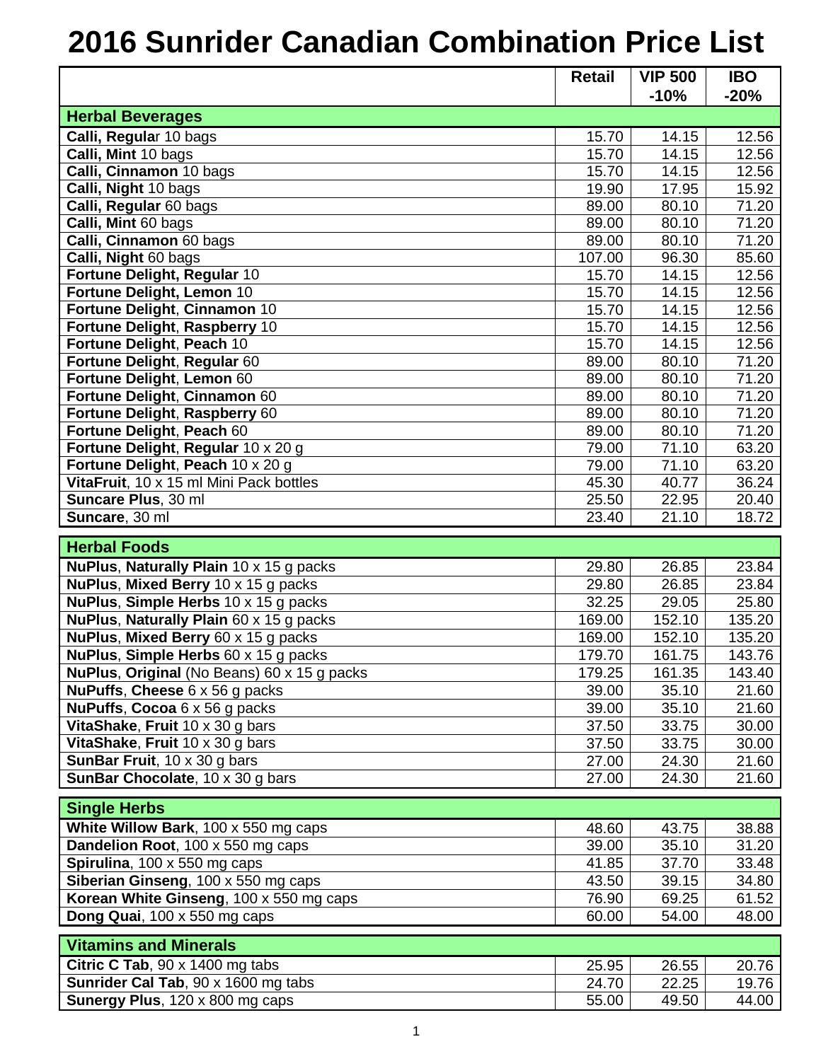# 2016 Sunrider Canadian Combination Price List

| | Retail | VIP 500 -10% | IBO -20% |
|---|---|---|---|
| **Herbal Beverages** | | | |
| **Calli, Regula**r 10 bags | 15.70 | 14.15 | 12.56 |
| **Calli, Mint** 10 bags | 15.70 | 14.15 | 12.56 |
| **Calli, Cinnamon** 10 bags | 15.70 | 14.15 | 12.56 |
| **Calli, Night** 10 bags | 19.90 | 17.95 | 15.92 |
| **Calli, Regular** 60 bags | 89.00 | 80.10 | 71.20 |
| **Calli, Mint** 60 bags | 89.00 | 80.10 | 71.20 |
| **Calli, Cinnamon** 60 bags | 89.00 | 80.10 | 71.20 |
| **Calli, Night** 60 bags | 107.00 | 96.30 | 85.60 |
| **Fortune Delight, Regular** 10 | 15.70 | 14.15 | 12.56 |
| **Fortune Delight, Lemon** 10 | 15.70 | 14.15 | 12.56 |
| **Fortune Delight**, **Cinnamon** 10 | 15.70 | 14.15 | 12.56 |
| **Fortune Delight**, **Raspberry** 10 | 15.70 | 14.15 | 12.56 |
| **Fortune Delight**, **Peach** 10 | 15.70 | 14.15 | 12.56 |
| **Fortune Delight**, **Regular** 60 | 89.00 | 80.10 | 71.20 |
| **Fortune Delight**, **Lemon** 60 | 89.00 | 80.10 | 71.20 |
| **Fortune Delight**, **Cinnamon** 60 | 89.00 | 80.10 | 71.20 |
| **Fortune Delight**, **Raspberry** 60 | 89.00 | 80.10 | 71.20 |
| **Fortune Delight**, **Peach** 60 | 89.00 | 80.10 | 71.20 |
| **Fortune Delight**, **Regular** 10 x 20 g | 79.00 | 71.10 | 63.20 |
| **Fortune Delight**, **Peach** 10 x 20 g | 79.00 | 71.10 | 63.20 |
| **VitaFruit**, 10 x 15 ml Mini Pack bottles | 45.30 | 40.77 | 36.24 |
| **Suncare Plus**, 30 ml | 25.50 | 22.95 | 20.40 |
| **Suncare**, 30 ml | 23.40 | 21.10 | 18.72 |
| **Herbal Foods** | | | |
| **NuPlus**, **Naturally Plain** 10 x 15 g packs | 29.80 | 26.85 | 23.84 |
| **NuPlus**, **Mixed Berry** 10 x 15 g packs | 29.80 | 26.85 | 23.84 |
| **NuPlus**, **Simple Herbs** 10 x 15 g packs | 32.25 | 29.05 | 25.80 |
| **NuPlus**, **Naturally Plain** 60 x 15 g packs | 169.00 | 152.10 | 135.20 |
| **NuPlus**, **Mixed Berry** 60 x 15 g packs | 169.00 | 152.10 | 135.20 |
| **NuPlus**, **Simple Herbs** 60 x 15 g packs | 179.70 | 161.75 | 143.76 |
| **NuPlus**, **Original** (No Beans) 60 x 15 g packs | 179.25 | 161.35 | 143.40 |
| **NuPuffs**, **Cheese** 6 x 56 g packs | 39.00 | 35.10 | 21.60 |
| **NuPuffs**, **Cocoa** 6 x 56 g packs | 39.00 | 35.10 | 21.60 |
| **VitaShake**, **Fruit** 10 x 30 g bars | 37.50 | 33.75 | 30.00 |
| **VitaShake**, **Fruit** 10 x 30 g bars | 37.50 | 33.75 | 30.00 |
| **SunBar Fruit**, 10 x 30 g bars | 27.00 | 24.30 | 21.60 |
| **SunBar Chocolate**, 10 x 30 g bars | 27.00 | 24.30 | 21.60 |
| **Single Herbs** | | | |
| **White Willow Bark**, 100 x 550 mg caps | 48.60 | 43.75 | 38.88 |
| **Dandelion Root**, 100 x 550 mg caps | 39.00 | 35.10 | 31.20 |
| **Spirulina**, 100 x 550 mg caps | 41.85 | 37.70 | 33.48 |
| **Siberian Ginseng**, 100 x 550 mg caps | 43.50 | 39.15 | 34.80 |
| **Korean White Ginseng**, 100 x 550 mg caps | 76.90 | 69.25 | 61.52 |
| **Dong Quai**, 100 x 550 mg caps | 60.00 | 54.00 | 48.00 |
| **Vitamins and Minerals** | | | |
| **Citric C Tab**, 90 x 1400 mg tabs | 25.95 | 26.55 | 20.76 |
| **Sunrider Cal Tab**, 90 x 1600 mg tabs | 24.70 | 22.25 | 19.76 |
| **Sunergy Plus**, 120 x 800 mg caps | 55.00 | 49.50 | 44.00 |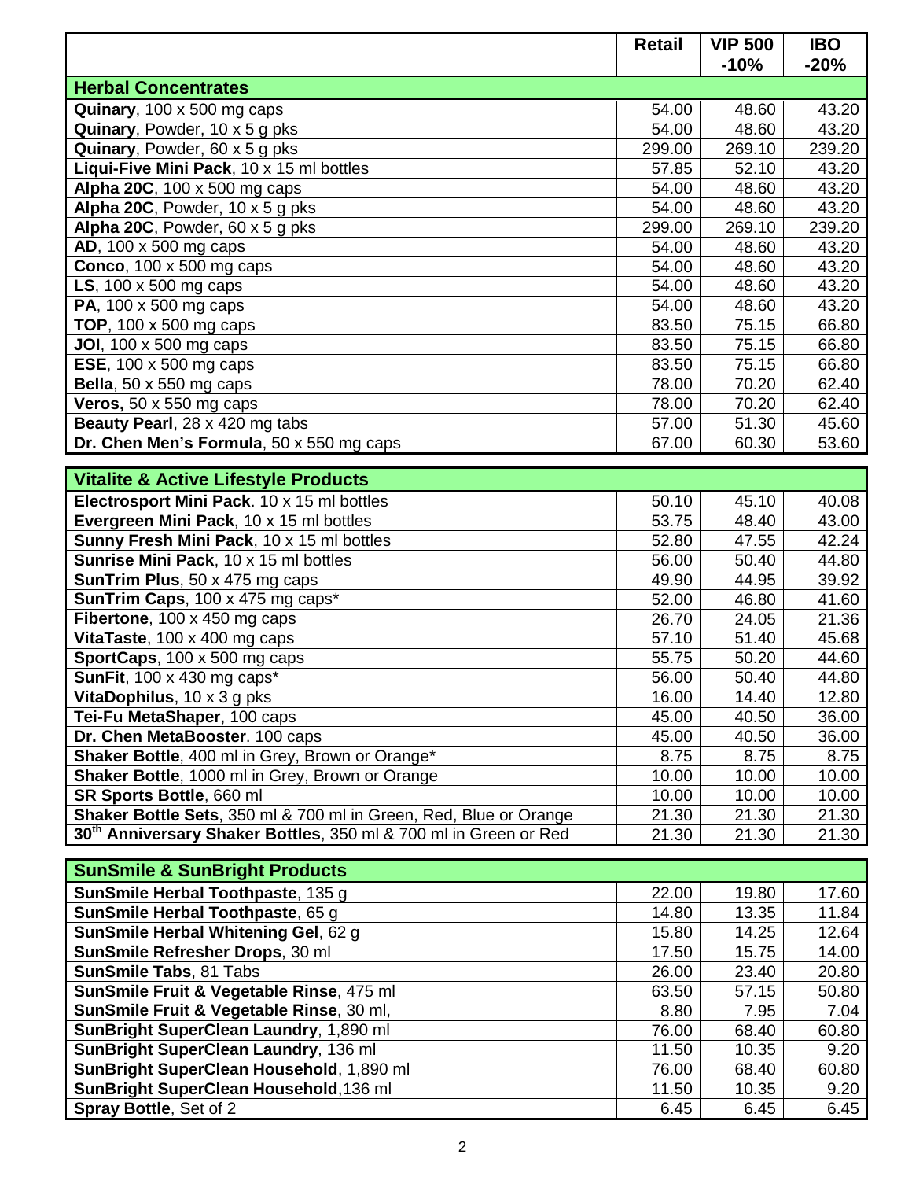| | Retail | VIP 500 -10% | IBO -20% |
|---|---|---|---|
| **Herbal Concentrates** | | | |
| **Quinary**, 100 x 500 mg caps | 54.00 | 48.60 | 43.20 |
| **Quinary**, Powder, 10 x 5 g pks | 54.00 | 48.60 | 43.20 |
| **Quinary**, Powder, 60 x 5 g pks | 299.00 | 269.10 | 239.20 |
| **Liqui-Five Mini Pack**, 10 x 15 ml bottles | 57.85 | 52.10 | 43.20 |
| **Alpha 20C**, 100 x 500 mg caps | 54.00 | 48.60 | 43.20 |
| **Alpha 20C**, Powder, 10 x 5 g pks | 54.00 | 48.60 | 43.20 |
| **Alpha 20C**, Powder, 60 x 5 g pks | 299.00 | 269.10 | 239.20 |
| **AD**, 100 x 500 mg caps | 54.00 | 48.60 | 43.20 |
| **Conco**, 100 x 500 mg caps | 54.00 | 48.60 | 43.20 |
| **LS**, 100 x 500 mg caps | 54.00 | 48.60 | 43.20 |
| **PA**, 100 x 500 mg caps | 54.00 | 48.60 | 43.20 |
| **TOP**, 100 x 500 mg caps | 83.50 | 75.15 | 66.80 |
| **JOI**, 100 x 500 mg caps | 83.50 | 75.15 | 66.80 |
| **ESE**, 100 x 500 mg caps | 83.50 | 75.15 | 66.80 |
| **Bella**, 50 x 550 mg caps | 78.00 | 70.20 | 62.40 |
| **Veros,** 50 x 550 mg caps | 78.00 | 70.20 | 62.40 |
| **Beauty Pearl**, 28 x 420 mg tabs | 57.00 | 51.30 | 45.60 |
| **Dr. Chen Men's Formula**, 50 x 550 mg caps | 67.00 | 60.30 | 53.60 |
| **Vitalite & Active Lifestyle Products** | | | |
| **Electrosport Mini Pack**. 10 x 15 ml bottles | 50.10 | 45.10 | 40.08 |
| **Evergreen Mini Pack**, 10 x 15 ml bottles | 53.75 | 48.40 | 43.00 |
| **Sunny Fresh Mini Pack**, 10 x 15 ml bottles | 52.80 | 47.55 | 42.24 |
| **Sunrise Mini Pack**, 10 x 15 ml bottles | 56.00 | 50.40 | 44.80 |
| **SunTrim Plus**, 50 x 475 mg caps | 49.90 | 44.95 | 39.92 |
| **SunTrim Caps**, 100 x 475 mg caps* | 52.00 | 46.80 | 41.60 |
| **Fibertone**, 100 x 450 mg caps | 26.70 | 24.05 | 21.36 |
| **VitaTaste**, 100 x 400 mg caps | 57.10 | 51.40 | 45.68 |
| **SportCaps**, 100 x 500 mg caps | 55.75 | 50.20 | 44.60 |
| **SunFit**, 100 x 430 mg caps* | 56.00 | 50.40 | 44.80 |
| **VitaDophilus**, 10 x 3 g pks | 16.00 | 14.40 | 12.80 |
| **Tei-Fu MetaShaper**, 100 caps | 45.00 | 40.50 | 36.00 |
| **Dr. Chen MetaBooster**. 100 caps | 45.00 | 40.50 | 36.00 |
| **Shaker Bottle**, 400 ml in Grey, Brown or Orange* | 8.75 | 8.75 | 8.75 |
| **Shaker Bottle**, 1000 ml in Grey, Brown or Orange | 10.00 | 10.00 | 10.00 |
| **SR Sports Bottle**, 660 ml | 10.00 | 10.00 | 10.00 |
| **Shaker Bottle Sets**, 350 ml & 700 ml in Green, Red, Blue or Orange | 21.30 | 21.30 | 21.30 |
| **30th Anniversary Shaker Bottles**, 350 ml & 700 ml in Green or Red | 21.30 | 21.30 | 21.30 |
| **SunSmile & SunBright Products** | | | |
| **SunSmile Herbal Toothpaste**, 135 g | 22.00 | 19.80 | 17.60 |
| **SunSmile Herbal Toothpaste**, 65 g | 14.80 | 13.35 | 11.84 |
| **SunSmile Herbal Whitening Gel**, 62 g | 15.80 | 14.25 | 12.64 |
| **SunSmile Refresher Drops**, 30 ml | 17.50 | 15.75 | 14.00 |
| **SunSmile Tabs**, 81 Tabs | 26.00 | 23.40 | 20.80 |
| **SunSmile Fruit & Vegetable Rinse**, 475 ml | 63.50 | 57.15 | 50.80 |
| **SunSmile Fruit & Vegetable Rinse**, 30 ml, | 8.80 | 7.95 | 7.04 |
| **SunBright SuperClean Laundry**, 1,890 ml | 76.00 | 68.40 | 60.80 |
| **SunBright SuperClean Laundry**, 136 ml | 11.50 | 10.35 | 9.20 |
| **SunBright SuperClean Household**, 1,890 ml | 76.00 | 68.40 | 60.80 |
| **SunBright SuperClean Household**,136 ml | 11.50 | 10.35 | 9.20 |
| **Spray Bottle**, Set of 2 | 6.45 | 6.45 | 6.45 |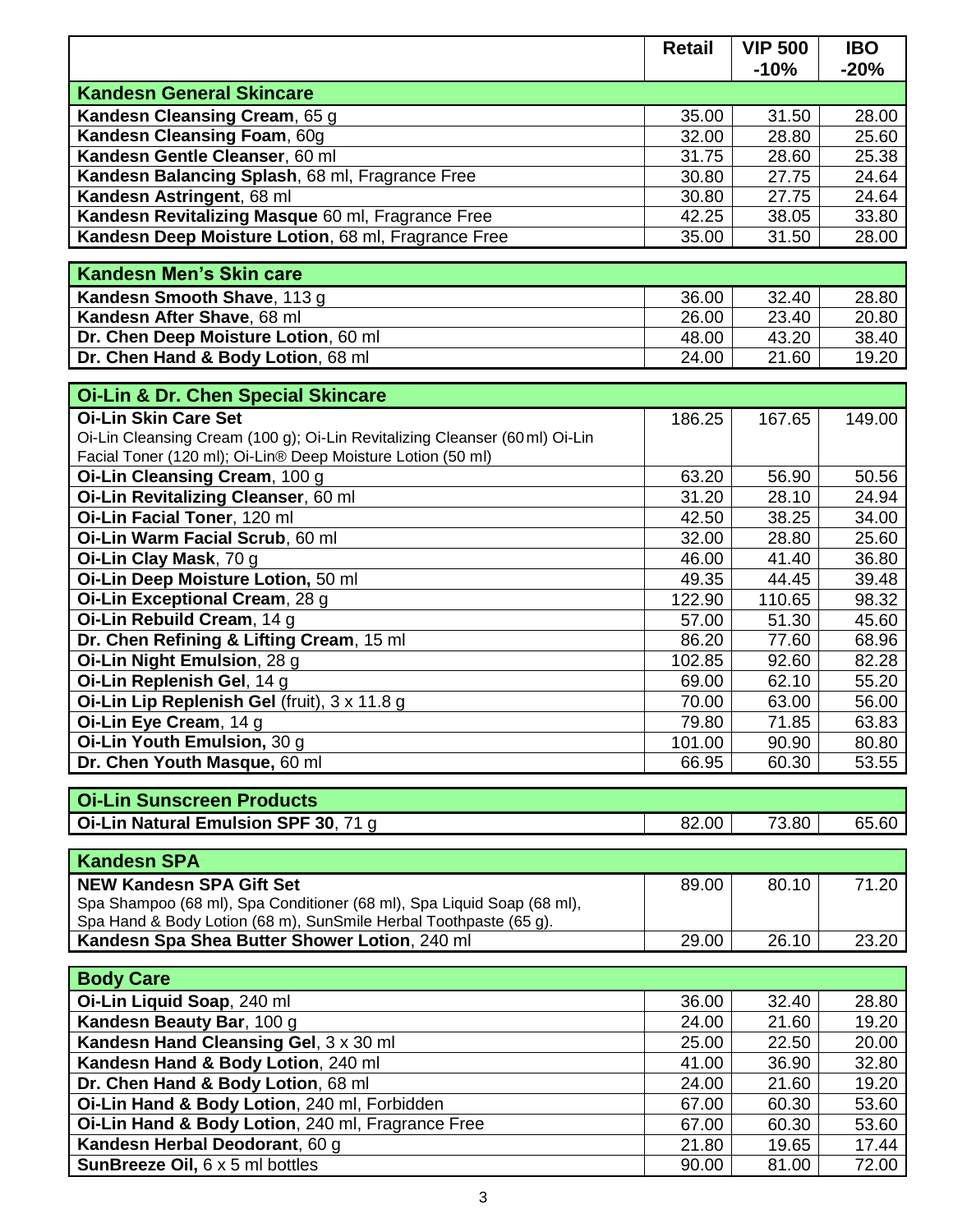| | Retail | VIP 500 -10% | IBO -20% |
|---|---|---|---|
| **Kandesn General Skincare** | | | |
| **Kandesn Cleansing Cream**, 65 g | 35.00 | 31.50 | 28.00 |
| **Kandesn Cleansing Foam**, 60g | 32.00 | 28.80 | 25.60 |
| **Kandesn Gentle Cleanser**, 60 ml | 31.75 | 28.60 | 25.38 |
| **Kandesn Balancing Splash**, 68 ml, Fragrance Free | 30.80 | 27.75 | 24.64 |
| **Kandesn Astringent**, 68 ml | 30.80 | 27.75 | 24.64 |
| **Kandesn Revitalizing Masque** 60 ml, Fragrance Free | 42.25 | 38.05 | 33.80 |
| **Kandesn Deep Moisture Lotion**, 68 ml, Fragrance Free | 35.00 | 31.50 | 28.00 |
| **Kandesn Men's Skin care** | | | |
| **Kandesn Smooth Shave**, 113 g | 36.00 | 32.40 | 28.80 |
| **Kandesn After Shave**, 68 ml | 26.00 | 23.40 | 20.80 |
| **Dr. Chen Deep Moisture Lotion**, 60 ml | 48.00 | 43.20 | 38.40 |
| **Dr. Chen Hand & Body Lotion**, 68 ml | 24.00 | 21.60 | 19.20 |
| **Oi-Lin & Dr. Chen Special Skincare** | | | |
| **Oi-Lin Skin Care Set**<br>Oi-Lin Cleansing Cream (100 g); Oi-Lin Revitalizing Cleanser (60 ml) Oi-Lin Facial Toner (120 ml); Oi-Lin® Deep Moisture Lotion (50 ml) | 186.25 | 167.65 | 149.00 |
| **Oi-Lin Cleansing Cream**, 100 g | 63.20 | 56.90 | 50.56 |
| **Oi-Lin Revitalizing Cleanser**, 60 ml | 31.20 | 28.10 | 24.94 |
| **Oi-Lin Facial Toner**, 120 ml | 42.50 | 38.25 | 34.00 |
| **Oi-Lin Warm Facial Scrub**, 60 ml | 32.00 | 28.80 | 25.60 |
| **Oi-Lin Clay Mask**, 70 g | 46.00 | 41.40 | 36.80 |
| **Oi-Lin Deep Moisture Lotion,** 50 ml | 49.35 | 44.45 | 39.48 |
| **Oi-Lin Exceptional Cream**, 28 g | 122.90 | 110.65 | 98.32 |
| **Oi-Lin Rebuild Cream**, 14 g | 57.00 | 51.30 | 45.60 |
| **Dr. Chen Refining & Lifting Cream**, 15 ml | 86.20 | 77.60 | 68.96 |
| **Oi-Lin Night Emulsion**, 28 g | 102.85 | 92.60 | 82.28 |
| **Oi-Lin Replenish Gel**, 14 g | 69.00 | 62.10 | 55.20 |
| **Oi-Lin Lip Replenish Gel** (fruit), 3 x 11.8 g | 70.00 | 63.00 | 56.00 |
| **Oi-Lin Eye Cream**, 14 g | 79.80 | 71.85 | 63.83 |
| **Oi-Lin Youth Emulsion,** 30 g | 101.00 | 90.90 | 80.80 |
| **Dr. Chen Youth Masque,** 60 ml | 66.95 | 60.30 | 53.55 |
| **Oi-Lin Sunscreen Products** | | | |
| **Oi-Lin Natural Emulsion SPF 30**, 71 g | 82.00 | 73.80 | 65.60 |
| **Kandesn SPA** | | | |
| **NEW Kandesn SPA Gift Set**<br>Spa Shampoo (68 ml), Spa Conditioner (68 ml), Spa Liquid Soap (68 ml), Spa Hand & Body Lotion (68 ml), SunSmile Herbal Toothpaste (65 g). | 89.00 | 80.10 | 71.20 |
| **Kandesn Spa Shea Butter Shower Lotion**, 240 ml | 29.00 | 26.10 | 23.20 |
| **Body Care** | | | |
| **Oi-Lin Liquid Soap**, 240 ml | 36.00 | 32.40 | 28.80 |
| **Kandesn Beauty Bar**, 100 g | 24.00 | 21.60 | 19.20 |
| **Kandesn Hand Cleansing Gel**, 3 x 30 ml | 25.00 | 22.50 | 20.00 |
| **Kandesn Hand & Body Lotion**, 240 ml | 41.00 | 36.90 | 32.80 |
| **Dr. Chen Hand & Body Lotion**, 68 ml | 24.00 | 21.60 | 19.20 |
| **Oi-Lin Hand & Body Lotion**, 240 ml, Forbidden | 67.00 | 60.30 | 53.60 |
| **Oi-Lin Hand & Body Lotion**, 240 ml, Fragrance Free | 67.00 | 60.30 | 53.60 |
| **Kandesn Herbal Deodorant**, 60 g | 21.80 | 19.65 | 17.44 |
| **SunBreeze Oil,** 6 x 5 ml bottles | 90.00 | 81.00 | 72.00 |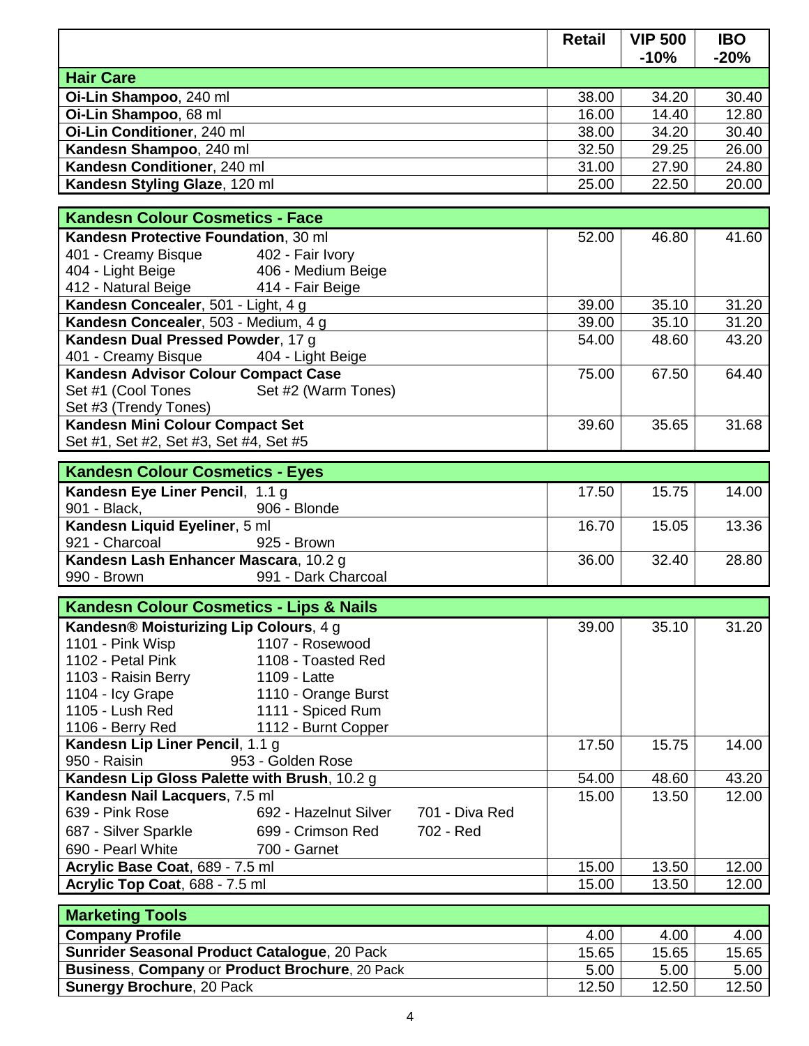| | Retail | VIP 500 -10% | IBO -20% |
|---|---|---|---|
| **Hair Care** | | | |
| **Oi-Lin Shampoo**, 240 ml | 38.00 | 34.20 | 30.40 |
| **Oi-Lin Shampoo**, 68 ml | 16.00 | 14.40 | 12.80 |
| **Oi-Lin Conditioner**, 240 ml | 38.00 | 34.20 | 30.40 |
| **Kandesn Shampoo**, 240 ml | 32.50 | 29.25 | 26.00 |
| **Kandesn Conditioner**, 240 ml | 31.00 | 27.90 | 24.80 |
| **Kandesn Styling Glaze**, 120 ml | 25.00 | 22.50 | 20.00 |

| **Kandesn Colour Cosmetics - Face** | | | |
|---|---|---|---|
| **Kandesn Protective Foundation**, 30 ml<br>401 - Creamy Bisque 402 - Fair Ivory<br>404 - Light Beige 406 - Medium Beige<br>412 - Natural Beige 414 - Fair Beige | 52.00 | 46.80 | 41.60 |
| **Kandesn Concealer**, 501 - Light, 4 g | 39.00 | 35.10 | 31.20 |
| **Kandesn Concealer**, 503 - Medium, 4 g | 39.00 | 35.10 | 31.20 |
| **Kandesn Dual Pressed Powder**, 17 g<br>401 - Creamy Bisque 404 - Light Beige | 54.00 | 48.60 | 43.20 |
| **Kandesn Advisor Colour Compact Case**<br>Set #1 (Cool Tones Set #2 (Warm Tones)<br>Set #3 (Trendy Tones) | 75.00 | 67.50 | 64.40 |
| **Kandesn Mini Colour Compact Set**<br>Set #1, Set #2, Set #3, Set #4, Set #5 | 39.60 | 35.65 | 31.68 |

| **Kandesn Colour Cosmetics - Eyes** | | | |
|---|---|---|---|
| **Kandesn Eye Liner Pencil**, 1.1 g<br>901 - Black, 906 - Blonde | 17.50 | 15.75 | 14.00 |
| **Kandesn Liquid Eyeliner**, 5 ml<br>921 - Charcoal 925 - Brown | 16.70 | 15.05 | 13.36 |
| **Kandesn Lash Enhancer Mascara**, 10.2 g<br>990 - Brown 991 - Dark Charcoal | 36.00 | 32.40 | 28.80 |

| **Kandesn Colour Cosmetics - Lips & Nails** | | | |
|---|---|---|---|
| **Kandesn® Moisturizing Lip Colours**, 4 g<br>1101 - Pink Wisp 1107 - Rosewood<br>1102 - Petal Pink 1108 - Toasted Red<br>1103 - Raisin Berry 1109 - Latte<br>1104 - Icy Grape 1110 - Orange Burst<br>1105 - Lush Red 1111 - Spiced Rum<br>1106 - Berry Red 1112 - Burnt Copper | 39.00 | 35.10 | 31.20 |
| **Kandesn Lip Liner Pencil**, 1.1 g<br>950 - Raisin 953 - Golden Rose | 17.50 | 15.75 | 14.00 |
| **Kandesn Lip Gloss Palette with Brush**, 10.2 g | 54.00 | 48.60 | 43.20 |
| **Kandesn Nail Lacquers**, 7.5 ml<br>639 - Pink Rose 692 - Hazelnut Silver 701 - Diva Red<br>687 - Silver Sparkle 699 - Crimson Red 702 - Red<br>690 - Pearl White 700 - Garnet | 15.00 | 13.50 | 12.00 |
| **Acrylic Base Coat**, 689 - 7.5 ml | 15.00 | 13.50 | 12.00 |
| **Acrylic Top Coat**, 688 - 7.5 ml | 15.00 | 13.50 | 12.00 |

| **Marketing Tools** | | | |
|---|---|---|---|
| **Company Profile** | 4.00 | 4.00 | 4.00 |
| **Sunrider Seasonal Product Catalogue**, 20 Pack | 15.65 | 15.65 | 15.65 |
| **Business**, **Company** or **Product Brochure**, 20 Pack | 5.00 | 5.00 | 5.00 |
| **Sunergy Brochure**, 20 Pack | 12.50 | 12.50 | 12.50 |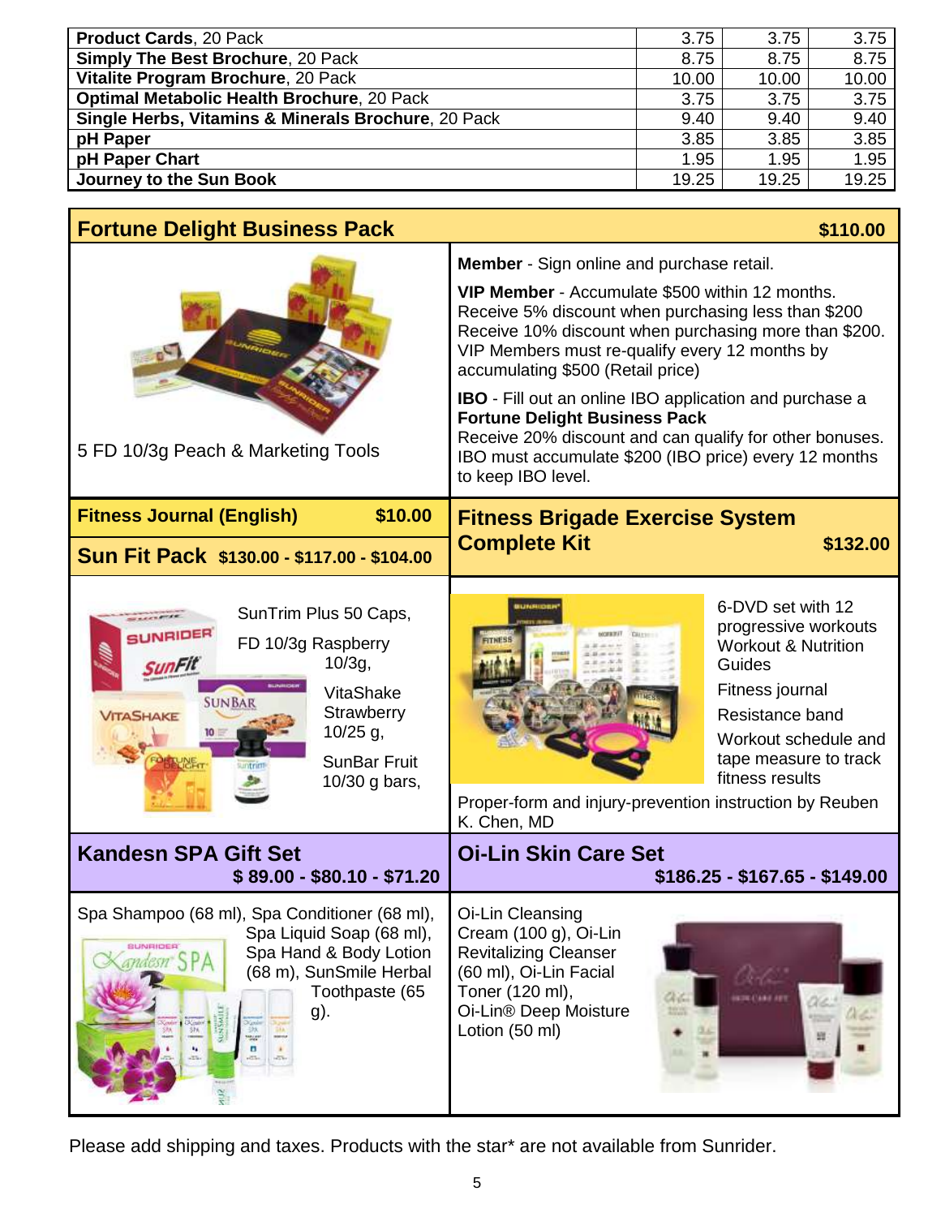| | | | |
|---|---|---|---|
| **Product Cards**, 20 Pack | 3.75 | 3.75 | 3.75 |
| **Simply The Best Brochure**, 20 Pack | 8.75 | 8.75 | 8.75 |
| **Vitalite Program Brochure**, 20 Pack | 10.00 | 10.00 | 10.00 |
| **Optimal Metabolic Health Brochure**, 20 Pack | 3.75 | 3.75 | 3.75 |
| **Single Herbs, Vitamins & Minerals Brochure**, 20 Pack | 9.40 | 9.40 | 9.40 |
| **pH Paper** | 3.85 | 3.85 | 3.85 |
| **pH Paper Chart** | 1.95 | 1.95 | 1.95 |
| **Journey to the Sun Book** | 19.25 | 19.25 | 19.25 |

## Fortune Delight Business Pack — $110.00

5 FD 10/3g Peach & Marketing Tools

**Member** - Sign online and purchase retail.

**VIP Member** - Accumulate $500 within 12 months. Receive 5% discount when purchasing less than $200 Receive 10% discount when purchasing more than $200. VIP Members must re-qualify every 12 months by accumulating $500 (Retail price)

**IBO** - Fill out an online IBO application and purchase a **Fortune Delight Business Pack** Receive 20% discount and can qualify for other bonuses. IBO must accumulate $200 (IBO price) every 12 months to keep IBO level.

## Fitness Journal (English) — $10.00

## Sun Fit Pack — $130.00 - $117.00 - $104.00

SunTrim Plus 50 Caps, FD 10/3g Raspberry 10/3g, VitaShake Strawberry 10/25 g, SunBar Fruit 10/30 g bars,

## Fitness Brigade Exercise System Complete Kit — $132.00

- 6-DVD set with 12 progressive workouts Workout & Nutrition Guides
- Fitness journal
- Resistance band
- Workout schedule and tape measure to track fitness results

Proper-form and injury-prevention instruction by Reuben K. Chen, MD

## Kandesn SPA Gift Set — $ 89.00 - $80.10 - $71.20

Spa Shampoo (68 ml), Spa Conditioner (68 ml), Spa Liquid Soap (68 ml), Spa Hand & Body Lotion (68 m), SunSmile Herbal Toothpaste (65 g).

## Oi-Lin Skin Care Set — $186.25 - $167.65 - $149.00

Oi-Lin Cleansing Cream (100 g), Oi-Lin Revitalizing Cleanser (60 ml), Oi-Lin Facial Toner (120 ml), Oi-Lin® Deep Moisture Lotion (50 ml)

Please add shipping and taxes. Products with the star* are not available from Sunrider.